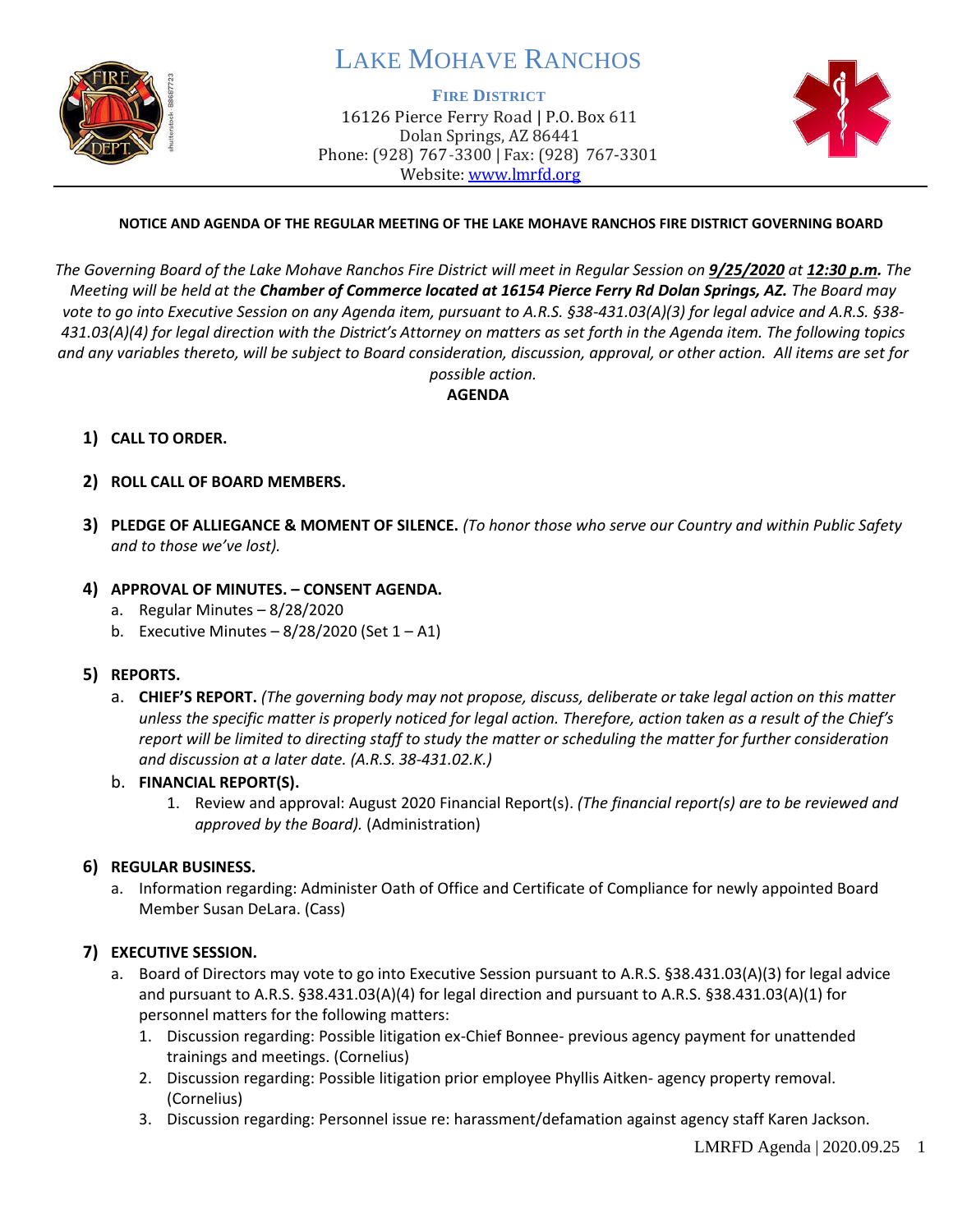# LAKE MOHAVE RANCHOS

**FIRE DISTRICT**

16126 Pierce Ferry Road | P.O. Box 611
Dolan Springs, AZ 86441
Phone: (928) 767-3300 | Fax: (928) 767-3301
Website: www.lmrfd.org

**NOTICE AND AGENDA OF THE REGULAR MEETING OF THE LAKE MOHAVE RANCHOS FIRE DISTRICT GOVERNING BOARD**

*The Governing Board of the Lake Mohave Ranchos Fire District will meet in Regular Session on **9/25/2020** at **12:30 p.m.** The Meeting will be held at the **Chamber of Commerce located at 16154 Pierce Ferry Rd Dolan Springs, AZ.** The Board may vote to go into Executive Session on any Agenda item, pursuant to A.R.S. §38-431.03(A)(3) for legal advice and A.R.S. §38-431.03(A)(4) for legal direction with the District's Attorney on matters as set forth in the Agenda item. The following topics and any variables thereto, will be subject to Board consideration, discussion, approval, or other action. All items are set for possible action.*

**AGENDA**

1) **CALL TO ORDER.**

2) **ROLL CALL OF BOARD MEMBERS.**

3) **PLEDGE OF ALLIEGANCE & MOMENT OF SILENCE.** *(To honor those who serve our Country and within Public Safety and to those we've lost).*

4) **APPROVAL OF MINUTES. – CONSENT AGENDA.**
   a. Regular Minutes – 8/28/2020
   b. Executive Minutes – 8/28/2020 (Set 1 – A1)

5) **REPORTS.**
   a. **CHIEF'S REPORT.** *(The governing body may not propose, discuss, deliberate or take legal action on this matter unless the specific matter is properly noticed for legal action. Therefore, action taken as a result of the Chief's report will be limited to directing staff to study the matter or scheduling the matter for further consideration and discussion at a later date. (A.R.S. 38-431.02.K.)*
   b. **FINANCIAL REPORT(S).**
      1. Review and approval: August 2020 Financial Report(s). *(The financial report(s) are to be reviewed and approved by the Board).* (Administration)

6) **REGULAR BUSINESS.**
   a. Information regarding: Administer Oath of Office and Certificate of Compliance for newly appointed Board Member Susan DeLara. (Cass)

7) **EXECUTIVE SESSION.**
   a. Board of Directors may vote to go into Executive Session pursuant to A.R.S. §38.431.03(A)(3) for legal advice and pursuant to A.R.S. §38.431.03(A)(4) for legal direction and pursuant to A.R.S. §38.431.03(A)(1) for personnel matters for the following matters:
      1. Discussion regarding: Possible litigation ex-Chief Bonnee- previous agency payment for unattended trainings and meetings. (Cornelius)
      2. Discussion regarding: Possible litigation prior employee Phyllis Aitken- agency property removal. (Cornelius)
      3. Discussion regarding: Personnel issue re: harassment/defamation against agency staff Karen Jackson.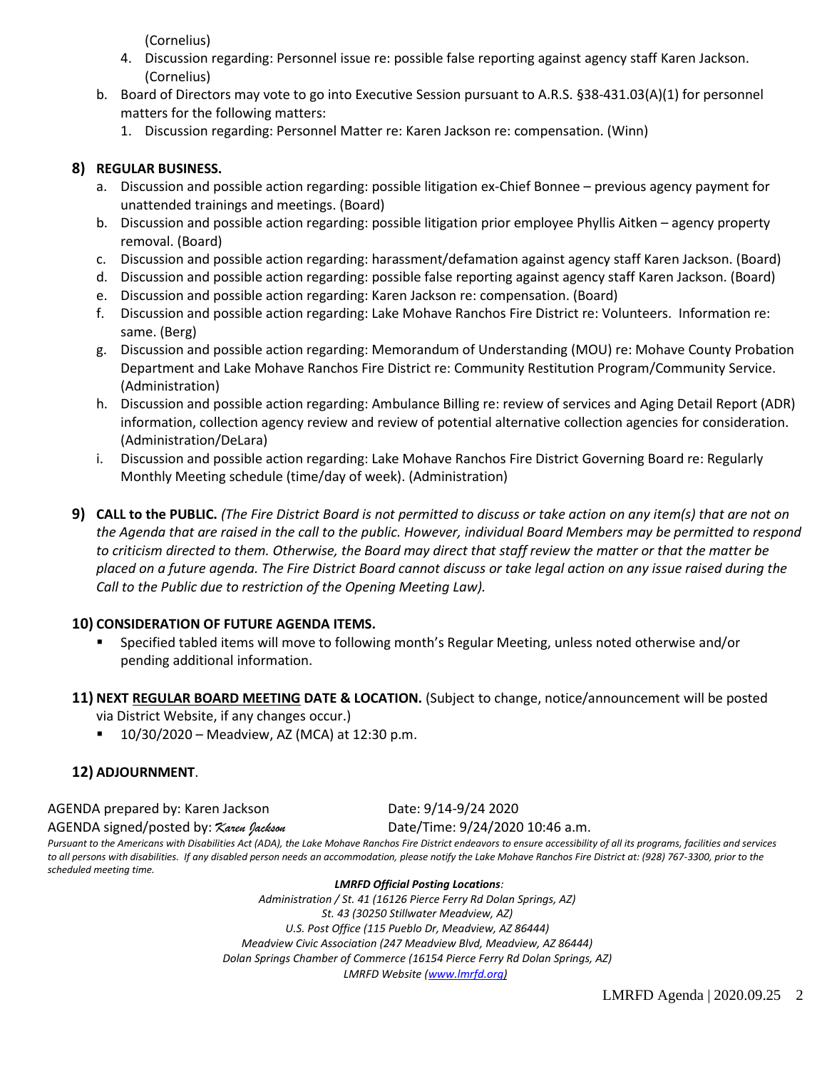(Cornelius)

4. Discussion regarding: Personnel issue re: possible false reporting against agency staff Karen Jackson. (Cornelius)

b. Board of Directors may vote to go into Executive Session pursuant to A.R.S. §38-431.03(A)(1) for personnel matters for the following matters:
   1. Discussion regarding: Personnel Matter re: Karen Jackson re: compensation. (Winn)

## 8) REGULAR BUSINESS.

a. Discussion and possible action regarding: possible litigation ex-Chief Bonnee – previous agency payment for unattended trainings and meetings. (Board)
b. Discussion and possible action regarding: possible litigation prior employee Phyllis Aitken – agency property removal. (Board)
c. Discussion and possible action regarding: harassment/defamation against agency staff Karen Jackson. (Board)
d. Discussion and possible action regarding: possible false reporting against agency staff Karen Jackson. (Board)
e. Discussion and possible action regarding: Karen Jackson re: compensation. (Board)
f. Discussion and possible action regarding: Lake Mohave Ranchos Fire District re: Volunteers. Information re: same. (Berg)
g. Discussion and possible action regarding: Memorandum of Understanding (MOU) re: Mohave County Probation Department and Lake Mohave Ranchos Fire District re: Community Restitution Program/Community Service. (Administration)
h. Discussion and possible action regarding: Ambulance Billing re: review of services and Aging Detail Report (ADR) information, collection agency review and review of potential alternative collection agencies for consideration. (Administration/DeLara)
i. Discussion and possible action regarding: Lake Mohave Ranchos Fire District Governing Board re: Regularly Monthly Meeting schedule (time/day of week). (Administration)

## 9) CALL to the PUBLIC.

*(The Fire District Board is not permitted to discuss or take action on any item(s) that are not on the Agenda that are raised in the call to the public. However, individual Board Members may be permitted to respond to criticism directed to them. Otherwise, the Board may direct that staff review the matter or that the matter be placed on a future agenda. The Fire District Board cannot discuss or take legal action on any issue raised during the Call to the Public due to restriction of the Opening Meeting Law).*

## 10) CONSIDERATION OF FUTURE AGENDA ITEMS.

- Specified tabled items will move to following month's Regular Meeting, unless noted otherwise and/or pending additional information.

## 11) NEXT REGULAR BOARD MEETING DATE & LOCATION.

(Subject to change, notice/announcement will be posted via District Website, if any changes occur.)

- 10/30/2020 – Meadview, AZ (MCA) at 12:30 p.m.

## 12) ADJOURNMENT.

AGENDA prepared by: Karen Jackson — Date: 9/14-9/24 2020

AGENDA signed/posted by: *Karen Jackson* — Date/Time: 9/24/2020 10:46 a.m.

*Pursuant to the Americans with Disabilities Act (ADA), the Lake Mohave Ranchos Fire District endeavors to ensure accessibility of all its programs, facilities and services to all persons with disabilities. If any disabled person needs an accommodation, please notify the Lake Mohave Ranchos Fire District at: (928) 767-3300, prior to the scheduled meeting time.*

***LMRFD Official Posting Locations:***

*Administration / St. 41 (16126 Pierce Ferry Rd Dolan Springs, AZ)*
*St. 43 (30250 Stillwater Meadview, AZ)*
*U.S. Post Office (115 Pueblo Dr, Meadview, AZ 86444)*
*Meadview Civic Association (247 Meadview Blvd, Meadview, AZ 86444)*
*Dolan Springs Chamber of Commerce (16154 Pierce Ferry Rd Dolan Springs, AZ)*
*LMRFD Website (www.lmrfd.org)*